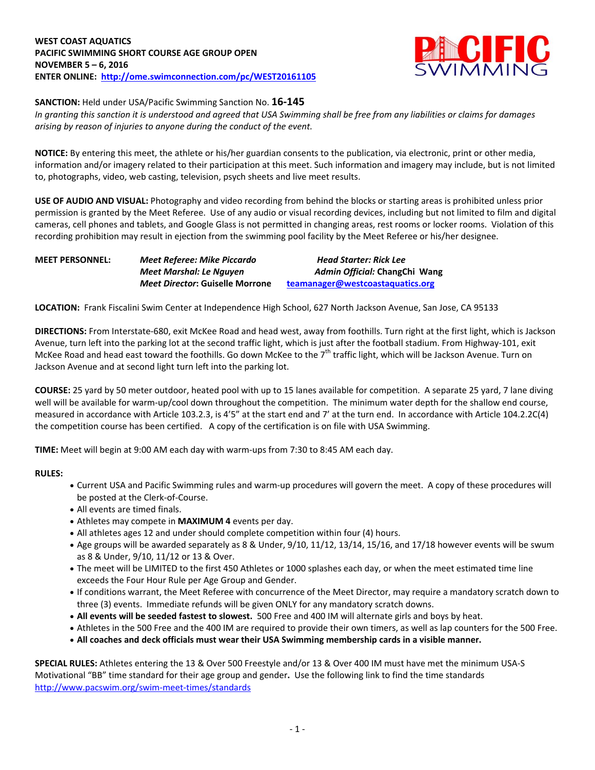**WEST COAST AQUATICS**
**PACIFIC SWIMMING SHORT COURSE AGE GROUP OPEN**
**NOVEMBER 5 – 6, 2016**
**ENTER ONLINE: [http://ome.swimconnection.com/pc/WEST20161105](http://ome.swimconnection.com/pc/WEST20161105)**

**SANCTION:** Held under USA/Pacific Swimming Sanction No. **16-145**
*In granting this sanction it is understood and agreed that USA Swimming shall be free from any liabilities or claims for damages arising by reason of injuries to anyone during the conduct of the event.*

**NOTICE:** By entering this meet, the athlete or his/her guardian consents to the publication, via electronic, print or other media, information and/or imagery related to their participation at this meet. Such information and imagery may include, but is not limited to, photographs, video, web casting, television, psych sheets and live meet results.

**USE OF AUDIO AND VISUAL:** Photography and video recording from behind the blocks or starting areas is prohibited unless prior permission is granted by the Meet Referee. Use of any audio or visual recording devices, including but not limited to film and digital cameras, cell phones and tablets, and Google Glass is not permitted in changing areas, rest rooms or locker rooms. Violation of this recording prohibition may result in ejection from the swimming pool facility by the Meet Referee or his/her designee.

**MEET PERSONNEL:**

| | | |
|---|---|---|
| **MEET PERSONNEL:** | *Meet Referee: Mike Piccardo* | *Head Starter: Rick Lee* |
| | *Meet Marshal: Le Nguyen* | *Admin Official:* **ChangChi Wang** |
| | *Meet Director*: **Guiselle Morrone** | [teamanager@westcoastaquatics.org](mailto:teamanager@westcoastaquatics.org) |

**LOCATION:** Frank Fiscalini Swim Center at Independence High School, 627 North Jackson Avenue, San Jose, CA 95133

**DIRECTIONS:** From Interstate-680, exit McKee Road and head west, away from foothills. Turn right at the first light, which is Jackson Avenue, turn left into the parking lot at the second traffic light, which is just after the football stadium. From Highway-101, exit McKee Road and head east toward the foothills. Go down McKee to the 7th traffic light, which will be Jackson Avenue. Turn on Jackson Avenue and at second light turn left into the parking lot.

**COURSE:** 25 yard by 50 meter outdoor, heated pool with up to 15 lanes available for competition. A separate 25 yard, 7 lane diving well will be available for warm-up/cool down throughout the competition. The minimum water depth for the shallow end course, measured in accordance with Article 103.2.3, is 4'5" at the start end and 7' at the turn end. In accordance with Article 104.2.2C(4) the competition course has been certified. A copy of the certification is on file with USA Swimming.

**TIME:** Meet will begin at 9:00 AM each day with warm-ups from 7:30 to 8:45 AM each day.

**RULES:**

- Current USA and Pacific Swimming rules and warm-up procedures will govern the meet. A copy of these procedures will be posted at the Clerk-of-Course.
- All events are timed finals.
- Athletes may compete in **MAXIMUM 4** events per day.
- All athletes ages 12 and under should complete competition within four (4) hours.
- Age groups will be awarded separately as 8 & Under, 9/10, 11/12, 13/14, 15/16, and 17/18 however events will be swum as 8 & Under, 9/10, 11/12 or 13 & Over.
- The meet will be LIMITED to the first 450 Athletes or 1000 splashes each day, or when the meet estimated time line exceeds the Four Hour Rule per Age Group and Gender.
- If conditions warrant, the Meet Referee with concurrence of the Meet Director, may require a mandatory scratch down to three (3) events. Immediate refunds will be given ONLY for any mandatory scratch downs.
- **All events will be seeded fastest to slowest.** 500 Free and 400 IM will alternate girls and boys by heat.
- Athletes in the 500 Free and the 400 IM are required to provide their own timers, as well as lap counters for the 500 Free.
- **All coaches and deck officials must wear their USA Swimming membership cards in a visible manner.**

**SPECIAL RULES:** Athletes entering the 13 & Over 500 Freestyle and/or 13 & Over 400 IM must have met the minimum USA-S Motivational "BB" time standard for their age group and gender**.** Use the following link to find the time standards [http://www.pacswim.org/swim-meet-times/standards](http://www.pacswim.org/swim-meet-times/standards)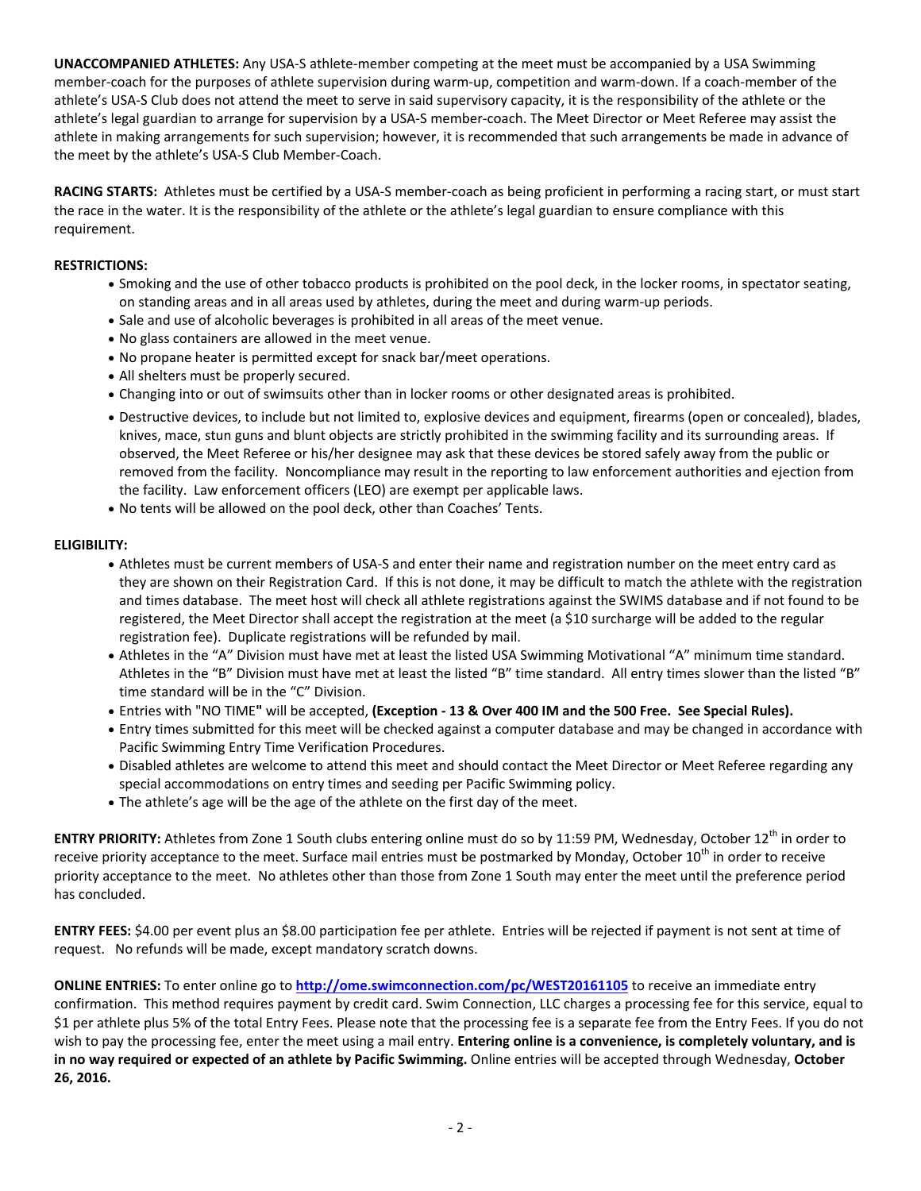**UNACCOMPANIED ATHLETES:** Any USA-S athlete-member competing at the meet must be accompanied by a USA Swimming member-coach for the purposes of athlete supervision during warm-up, competition and warm-down. If a coach-member of the athlete's USA-S Club does not attend the meet to serve in said supervisory capacity, it is the responsibility of the athlete or the athlete's legal guardian to arrange for supervision by a USA-S member-coach. The Meet Director or Meet Referee may assist the athlete in making arrangements for such supervision; however, it is recommended that such arrangements be made in advance of the meet by the athlete's USA-S Club Member-Coach.

**RACING STARTS:** Athletes must be certified by a USA-S member-coach as being proficient in performing a racing start, or must start the race in the water. It is the responsibility of the athlete or the athlete's legal guardian to ensure compliance with this requirement.

**RESTRICTIONS:**

- Smoking and the use of other tobacco products is prohibited on the pool deck, in the locker rooms, in spectator seating, on standing areas and in all areas used by athletes, during the meet and during warm-up periods.
- Sale and use of alcoholic beverages is prohibited in all areas of the meet venue.
- No glass containers are allowed in the meet venue.
- No propane heater is permitted except for snack bar/meet operations.
- All shelters must be properly secured.
- Changing into or out of swimsuits other than in locker rooms or other designated areas is prohibited.
- Destructive devices, to include but not limited to, explosive devices and equipment, firearms (open or concealed), blades, knives, mace, stun guns and blunt objects are strictly prohibited in the swimming facility and its surrounding areas. If observed, the Meet Referee or his/her designee may ask that these devices be stored safely away from the public or removed from the facility. Noncompliance may result in the reporting to law enforcement authorities and ejection from the facility. Law enforcement officers (LEO) are exempt per applicable laws.
- No tents will be allowed on the pool deck, other than Coaches' Tents.

**ELIGIBILITY:**

- Athletes must be current members of USA-S and enter their name and registration number on the meet entry card as they are shown on their Registration Card. If this is not done, it may be difficult to match the athlete with the registration and times database. The meet host will check all athlete registrations against the SWIMS database and if not found to be registered, the Meet Director shall accept the registration at the meet (a $10 surcharge will be added to the regular registration fee). Duplicate registrations will be refunded by mail.
- Athletes in the "A" Division must have met at least the listed USA Swimming Motivational "A" minimum time standard. Athletes in the "B" Division must have met at least the listed "B" time standard. All entry times slower than the listed "B" time standard will be in the "C" Division.
- Entries with "NO TIME**"** will be accepted, **(Exception - 13 & Over 400 IM and the 500 Free. See Special Rules).**
- Entry times submitted for this meet will be checked against a computer database and may be changed in accordance with Pacific Swimming Entry Time Verification Procedures.
- Disabled athletes are welcome to attend this meet and should contact the Meet Director or Meet Referee regarding any special accommodations on entry times and seeding per Pacific Swimming policy.
- The athlete's age will be the age of the athlete on the first day of the meet.

**ENTRY PRIORITY:** Athletes from Zone 1 South clubs entering online must do so by 11:59 PM, Wednesday, October 12th in order to receive priority acceptance to the meet. Surface mail entries must be postmarked by Monday, October 10th in order to receive priority acceptance to the meet. No athletes other than those from Zone 1 South may enter the meet until the preference period has concluded.

**ENTRY FEES:** $4.00 per event plus an $8.00 participation fee per athlete. Entries will be rejected if payment is not sent at time of request. No refunds will be made, except mandatory scratch downs.

**ONLINE ENTRIES:** To enter online go to **http://ome.swimconnection.com/pc/WEST20161105** to receive an immediate entry confirmation. This method requires payment by credit card. Swim Connection, LLC charges a processing fee for this service, equal to $1 per athlete plus 5% of the total Entry Fees. Please note that the processing fee is a separate fee from the Entry Fees. If you do not wish to pay the processing fee, enter the meet using a mail entry. **Entering online is a convenience, is completely voluntary, and is in no way required or expected of an athlete by Pacific Swimming.** Online entries will be accepted through Wednesday, **October 26, 2016.**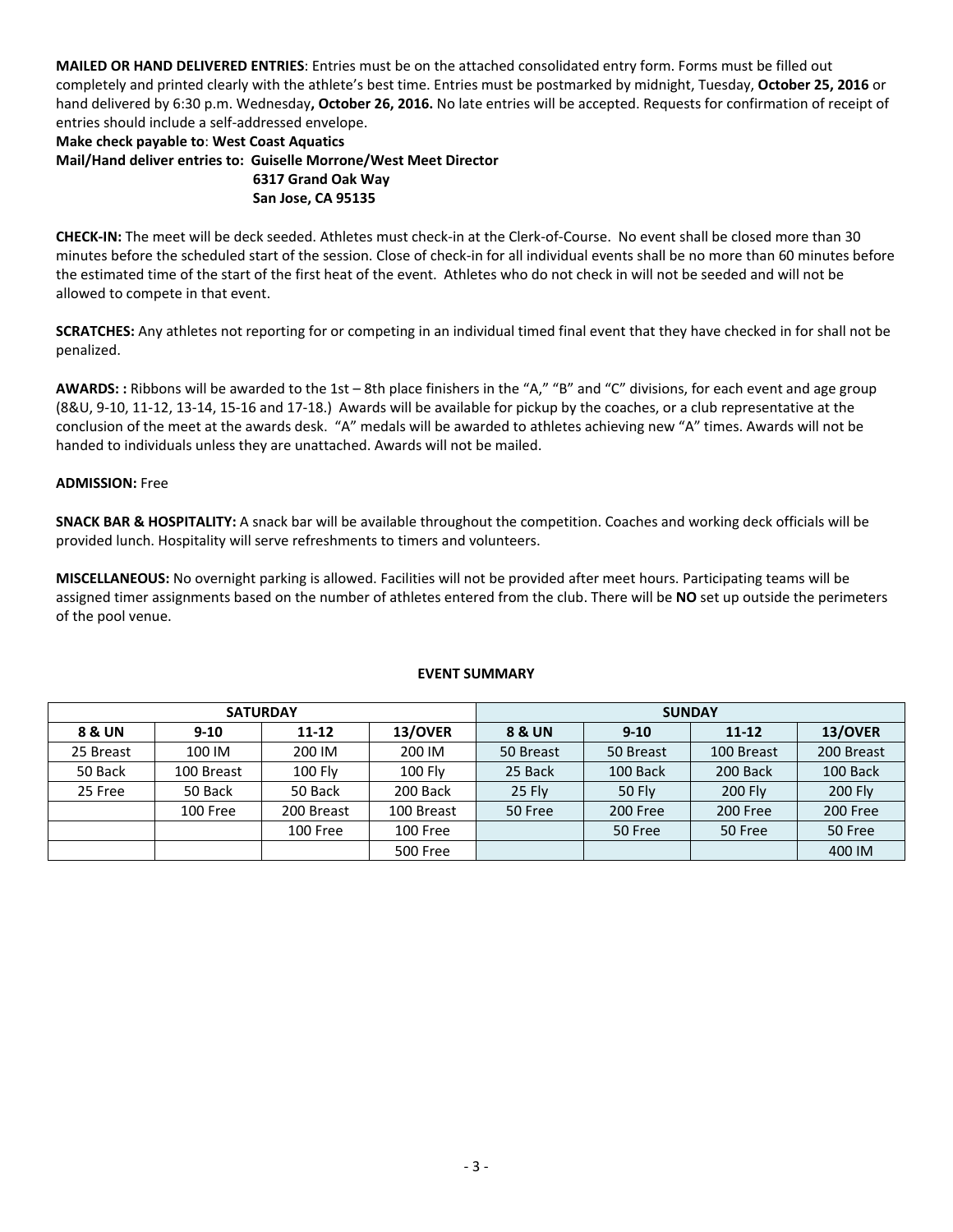**MAILED OR HAND DELIVERED ENTRIES**: Entries must be on the attached consolidated entry form. Forms must be filled out completely and printed clearly with the athlete's best time. Entries must be postmarked by midnight, Tuesday, **October 25, 2016** or hand delivered by 6:30 p.m. Wednesday**, October 26, 2016.** No late entries will be accepted. Requests for confirmation of receipt of entries should include a self-addressed envelope.

**Make check payable to**: **West Coast Aquatics**

**Mail/Hand deliver entries to: Guiselle Morrone/West Meet Director**
**6317 Grand Oak Way**
**San Jose, CA 95135**

**CHECK-IN:** The meet will be deck seeded. Athletes must check-in at the Clerk-of-Course. No event shall be closed more than 30 minutes before the scheduled start of the session. Close of check-in for all individual events shall be no more than 60 minutes before the estimated time of the start of the first heat of the event. Athletes who do not check in will not be seeded and will not be allowed to compete in that event.

**SCRATCHES:** Any athletes not reporting for or competing in an individual timed final event that they have checked in for shall not be penalized.

**AWARDS: :** Ribbons will be awarded to the 1st – 8th place finishers in the "A," "B" and "C" divisions, for each event and age group (8&U, 9-10, 11-12, 13-14, 15-16 and 17-18.) Awards will be available for pickup by the coaches, or a club representative at the conclusion of the meet at the awards desk. "A" medals will be awarded to athletes achieving new "A" times. Awards will not be handed to individuals unless they are unattached. Awards will not be mailed.

**ADMISSION:** Free

**SNACK BAR & HOSPITALITY:** A snack bar will be available throughout the competition. Coaches and working deck officials will be provided lunch. Hospitality will serve refreshments to timers and volunteers.

**MISCELLANEOUS:** No overnight parking is allowed. Facilities will not be provided after meet hours. Participating teams will be assigned timer assignments based on the number of athletes entered from the club. There will be **NO** set up outside the perimeters of the pool venue.

**EVENT SUMMARY**

| SATURDAY | | | | SUNDAY | | | |
|---|---|---|---|---|---|---|---|
| **8 & UN** | **9-10** | **11-12** | **13/OVER** | **8 & UN** | **9-10** | **11-12** | **13/OVER** |
| 25 Breast | 100 IM | 200 IM | 200 IM | 50 Breast | 50 Breast | 100 Breast | 200 Breast |
| 50 Back | 100 Breast | 100 Fly | 100 Fly | 25 Back | 100 Back | 200 Back | 100 Back |
| 25 Free | 50 Back | 50 Back | 200 Back | 25 Fly | 50 Fly | 200 Fly | 200 Fly |
| | 100 Free | 200 Breast | 100 Breast | 50 Free | 200 Free | 200 Free | 200 Free |
| | | 100 Free | 100 Free | | 50 Free | 50 Free | 50 Free |
| | | | 500 Free | | | | 400 IM |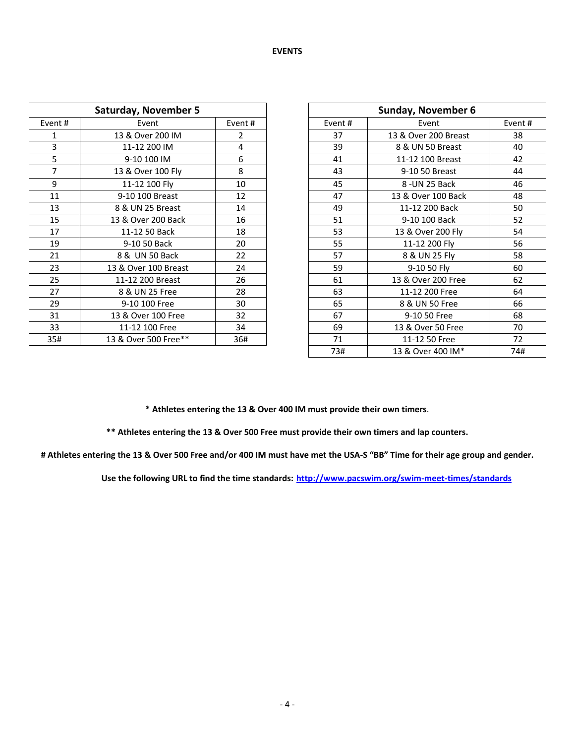# EVENTS

| Saturday, November 5 | | |
|---|---|---|
| Event # | Event | Event # |
| 1 | 13 & Over 200 IM | 2 |
| 3 | 11-12 200 IM | 4 |
| 5 | 9-10 100 IM | 6 |
| 7 | 13 & Over 100 Fly | 8 |
| 9 | 11-12 100 Fly | 10 |
| 11 | 9-10 100 Breast | 12 |
| 13 | 8 & UN 25 Breast | 14 |
| 15 | 13 & Over 200 Back | 16 |
| 17 | 11-12 50 Back | 18 |
| 19 | 9-10 50 Back | 20 |
| 21 | 8 & UN 50 Back | 22 |
| 23 | 13 & Over 100 Breast | 24 |
| 25 | 11-12 200 Breast | 26 |
| 27 | 8 & UN 25 Free | 28 |
| 29 | 9-10 100 Free | 30 |
| 31 | 13 & Over 100 Free | 32 |
| 33 | 11-12 100 Free | 34 |
| 35# | 13 & Over 500 Free** | 36# |

| Sunday, November 6 | | |
|---|---|---|
| Event # | Event | Event # |
| 37 | 13 & Over 200 Breast | 38 |
| 39 | 8 & UN 50 Breast | 40 |
| 41 | 11-12 100 Breast | 42 |
| 43 | 9-10 50 Breast | 44 |
| 45 | 8 -UN 25 Back | 46 |
| 47 | 13 & Over 100 Back | 48 |
| 49 | 11-12 200 Back | 50 |
| 51 | 9-10 100 Back | 52 |
| 53 | 13 & Over 200 Fly | 54 |
| 55 | 11-12 200 Fly | 56 |
| 57 | 8 & UN 25 Fly | 58 |
| 59 | 9-10 50 Fly | 60 |
| 61 | 13 & Over 200 Free | 62 |
| 63 | 11-12 200 Free | 64 |
| 65 | 8 & UN 50 Free | 66 |
| 67 | 9-10 50 Free | 68 |
| 69 | 13 & Over 50 Free | 70 |
| 71 | 11-12 50 Free | 72 |
| 73# | 13 & Over 400 IM* | 74# |

**\* Athletes entering the 13 & Over 400 IM must provide their own timers**.

**\*\* Athletes entering the 13 & Over 500 Free must provide their own timers and lap counters.**

**# Athletes entering the 13 & Over 500 Free and/or 400 IM must have met the USA-S "BB" Time for their age group and gender.**

**Use the following URL to find the time standards: http://www.pacswim.org/swim-meet-times/standards**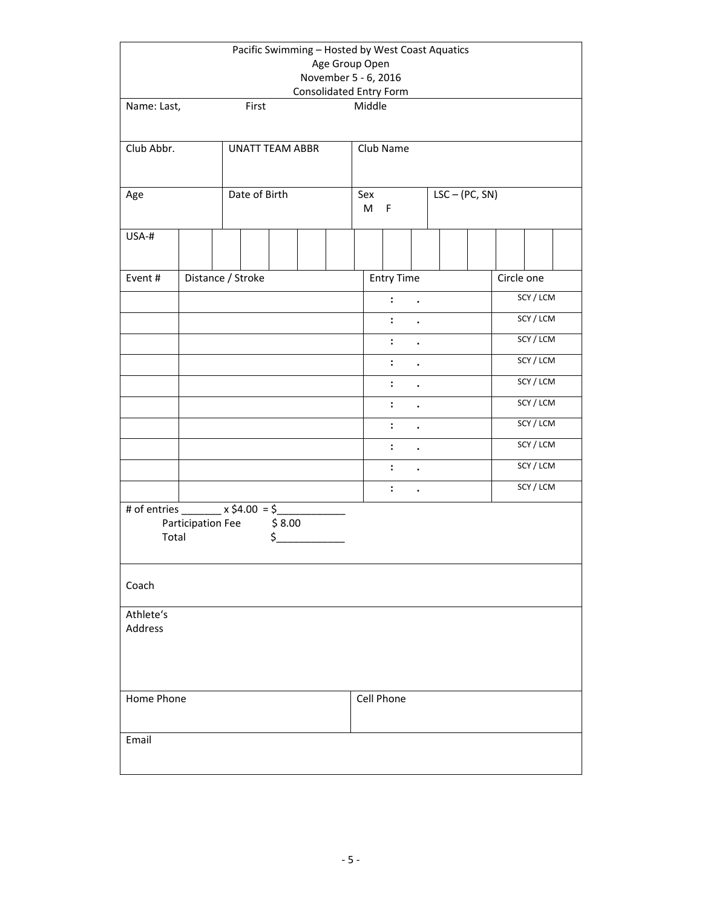# Pacific Swimming – Hosted by West Coast Aquatics

## Age Group Open

## November 5 - 6, 2016

## Consolidated Entry Form

| Name: Last, | First | Middle | |
|---|---|---|---|
| Club Abbr. | UNATT TEAM ABBR | Club Name | |
| Age | Date of Birth | Sex<br>M F | LSC – (PC, SN) |

USA-#

| Event # | Distance / Stroke | Entry Time | Circle one |
|---|---|---|---|
| | | : . | SCY / LCM |
| | | : . | SCY / LCM |
| | | : . | SCY / LCM |
| | | : . | SCY / LCM |
| | | : . | SCY / LCM |
| | | : . | SCY / LCM |
| | | : . | SCY / LCM |
| | | : . | SCY / LCM |
| | | : . | SCY / LCM |
| | | : . | SCY / LCM |

of entries _______ x $4.00 = $____________

Participation Fee $ 8.00

Total $____________

Coach

Athlete's Address

| Home Phone | Cell Phone |
|---|---|

Email